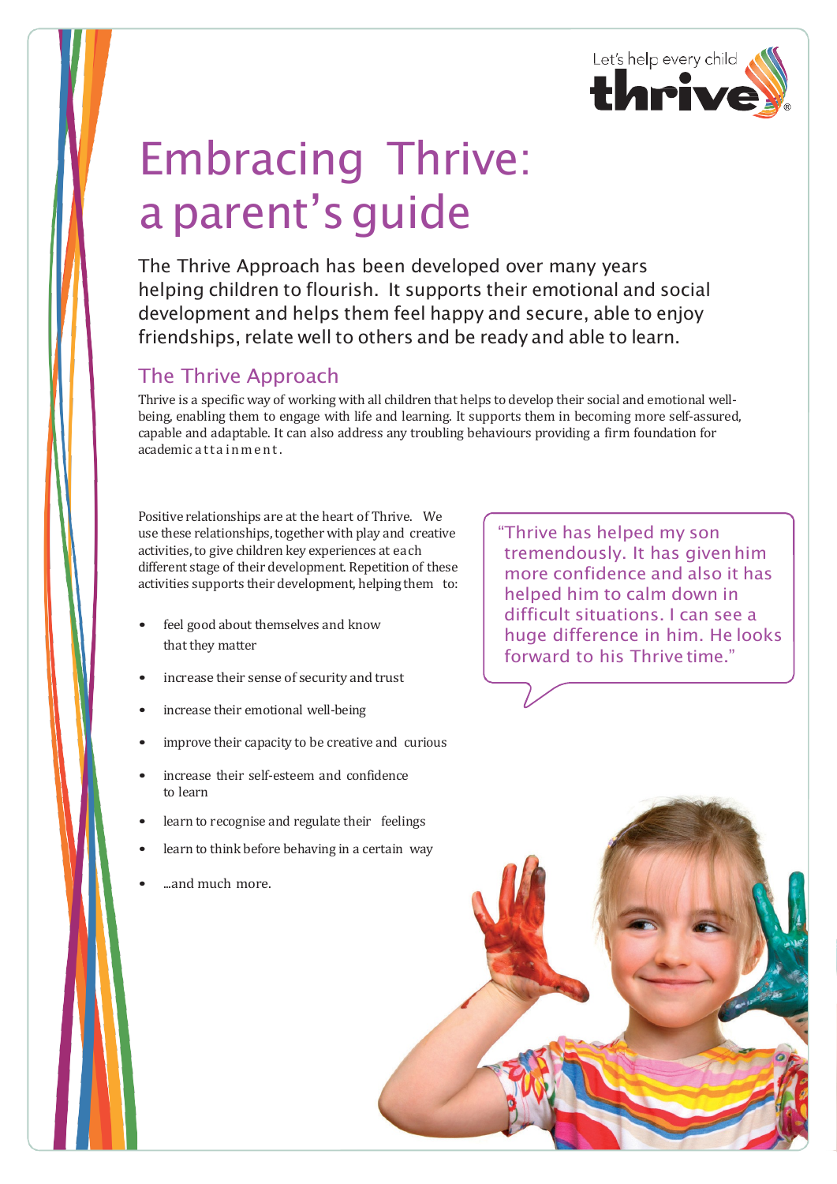Let's help every child thrive

# Embracing Thrive: a parent's guide

The Thrive Approach has been developed over many years helping children to flourish. It supports their emotional and social development and helps them feel happy and secure, able to enjoy friendships, relate well to others and be ready and able to learn.

## The Thrive Approach

Thrive is a specific way of working with all children that helps to develop their social and emotional well-being, enabling them to engage with life and learning. It supports them in becoming more self-assured, capable and adaptable. It can also address any troubling behaviours providing a firm foundation for academic attainment.

Positive relationships are at the heart of Thrive. We use these relationships, together with play and creative activities, to give children key experiences at each different stage of their development. Repetition of these activities supports their development, helping them to:

- feel good about themselves and know that they matter
- increase their sense of security and trust
- increase their emotional well-being
- improve their capacity to be creative and curious
- increase their self-esteem and confidence to learn
- learn to recognise and regulate their feelings
- learn to think before behaving in a certain way
- ...and much more.

"Thrive has helped my son tremendously. It has given him more confidence and also it has helped him to calm down in difficult situations. I can see a huge difference in him. He looks forward to his Thrive time."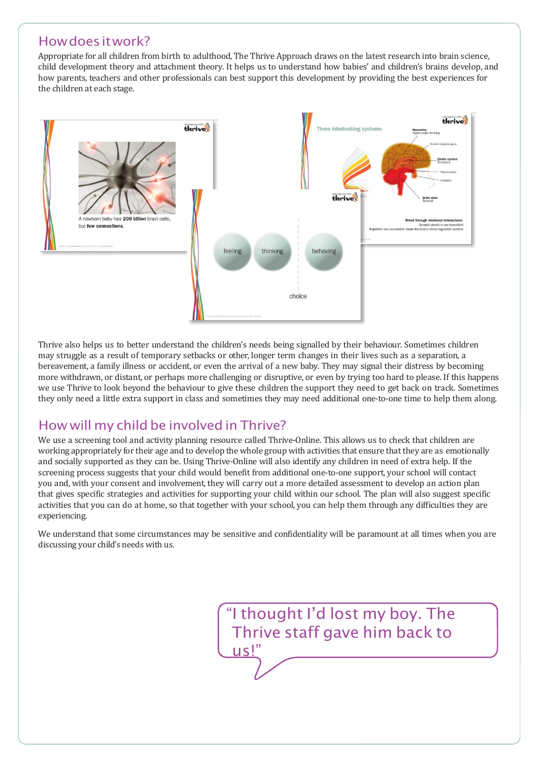## How does it work?

Appropriate for all children from birth to adulthood, The Thrive Approach draws on the latest research into brain science, child development theory and attachment theory. It helps us to understand how babies' and children's brains develop, and how parents, teachers and other professionals can best support this development by providing the best experiences for the children at each stage.

Thrive also helps us to better understand the children's needs being signalled by their behaviour. Sometimes children may struggle as a result of temporary setbacks or other, longer term changes in their lives such as a separation, a bereavement, a family illness or accident, or even the arrival of a new baby. They may signal their distress by becoming more withdrawn, or distant, or perhaps more challenging or disruptive, or even by trying too hard to please. If this happens we use Thrive to look beyond the behaviour to give these children the support they need to get back on track. Sometimes they only need a little extra support in class and sometimes they may need additional one-to-one time to help them along.

## How will my child be involved in Thrive?

We use a screening tool and activity planning resource called Thrive-Online. This allows us to check that children are working appropriately for their age and to develop the whole group with activities that ensure that they are as emotionally and socially supported as they can be. Using Thrive-Online will also identify any children in need of extra help. If the screening process suggests that your child would benefit from additional one-to-one support, your school will contact you and, with your consent and involvement, they will carry out a more detailed assessment to develop an action plan that gives specific strategies and activities for supporting your child within our school. The plan will also suggest specific activities that you can do at home, so that together with your school, you can help them through any difficulties they are experiencing.

We understand that some circumstances may be sensitive and confidentiality will be paramount at all times when you are discussing your child's needs with us.

"I thought I'd lost my boy. The Thrive staff gave him back to us!"